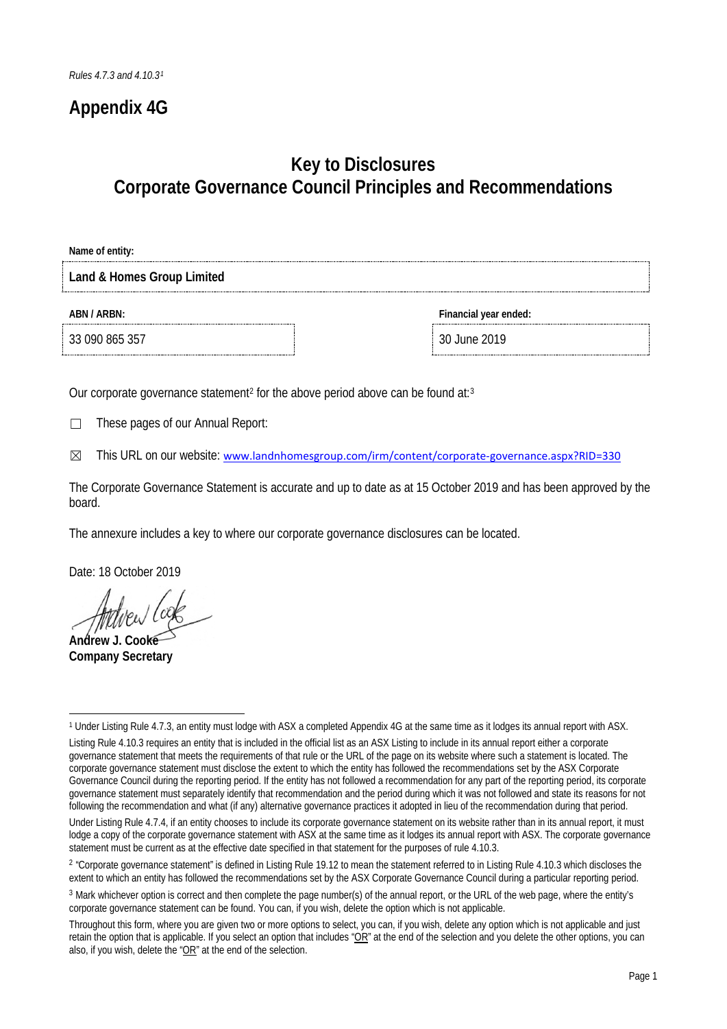*Rules 4.7.3 and 4.10.3*[1]

# Appendix 4G

## Key to Disclosures
## Corporate Governance Council Principles and Recommendations

**Name of entity:**

**Land & Homes Group Limited**

| **ABN / ARBN:** | **Financial year ended:** |
|---|---|
| 33 090 865 357 | 30 June 2019 |

Our corporate governance statement[2] for the above period above can be found at:[3]

☐ These pages of our Annual Report:

☒ This URL on our website: www.landnhomesgroup.com/irm/content/corporate-governance.aspx?RID=330

The Corporate Governance Statement is accurate and up to date as at 15 October 2019 and has been approved by the board.

The annexure includes a key to where our corporate governance disclosures can be located.

Date: 18 October 2019

**Andrew J. Cooke**
**Company Secretary**

---

[1] Under Listing Rule 4.7.3, an entity must lodge with ASX a completed Appendix 4G at the same time as it lodges its annual report with ASX.

Listing Rule 4.10.3 requires an entity that is included in the official list as an ASX Listing to include in its annual report either a corporate governance statement that meets the requirements of that rule or the URL of the page on its website where such a statement is located. The corporate governance statement must disclose the extent to which the entity has followed the recommendations set by the ASX Corporate Governance Council during the reporting period. If the entity has not followed a recommendation for any part of the reporting period, its corporate governance statement must separately identify that recommendation and the period during which it was not followed and state its reasons for not following the recommendation and what (if any) alternative governance practices it adopted in lieu of the recommendation during that period.

Under Listing Rule 4.7.4, if an entity chooses to include its corporate governance statement on its website rather than in its annual report, it must lodge a copy of the corporate governance statement with ASX at the same time as it lodges its annual report with ASX. The corporate governance statement must be current as at the effective date specified in that statement for the purposes of rule 4.10.3.

[2] "Corporate governance statement" is defined in Listing Rule 19.12 to mean the statement referred to in Listing Rule 4.10.3 which discloses the extent to which an entity has followed the recommendations set by the ASX Corporate Governance Council during a particular reporting period.

[3] Mark whichever option is correct and then complete the page number(s) of the annual report, or the URL of the web page, where the entity's corporate governance statement can be found. You can, if you wish, delete the option which is not applicable.

Throughout this form, where you are given two or more options to select, you can, if you wish, delete any option which is not applicable and just retain the option that is applicable. If you select an option that includes "OR" at the end of the selection and you delete the other options, you can also, if you wish, delete the "OR" at the end of the selection.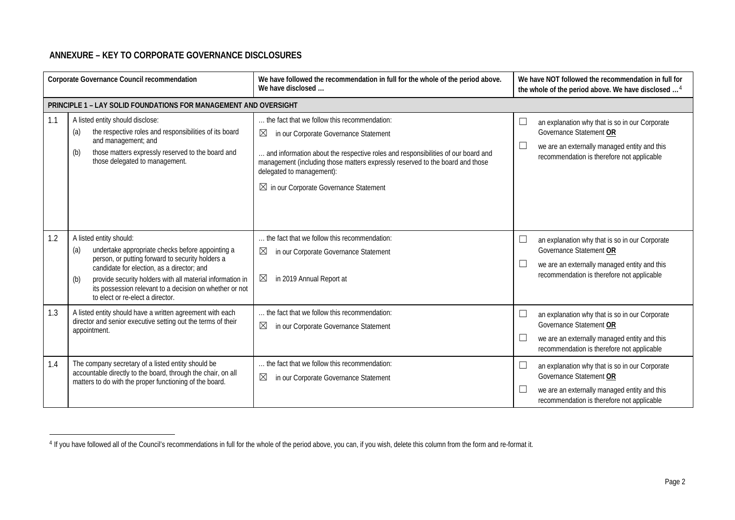## ANNEXURE – KEY TO CORPORATE GOVERNANCE DISCLOSURES

| Corporate Governance Council recommendation | | We have followed the recommendation in full for the whole of the period above. We have disclosed … | We have NOT followed the recommendation in full for the whole of the period above. We have disclosed …[4] |
|---|---|---|---|
| **PRINCIPLE 1 – LAY SOLID FOUNDATIONS FOR MANAGEMENT AND OVERSIGHT** | | | |
| 1.1 | A listed entity should disclose:<br>(a) the respective roles and responsibilities of its board and management; and<br>(b) those matters expressly reserved to the board and those delegated to management. | … the fact that we follow this recommendation:<br>☒ in our Corporate Governance Statement<br><br>… and information about the respective roles and responsibilities of our board and management (including those matters expressly reserved to the board and those delegated to management):<br>☒ in our Corporate Governance Statement | ☐ an explanation why that is so in our Corporate Governance Statement **OR**<br>☐ we are an externally managed entity and this recommendation is therefore not applicable |
| 1.2 | A listed entity should:<br>(a) undertake appropriate checks before appointing a person, or putting forward to security holders a candidate for election, as a director; and<br>(b) provide security holders with all material information in its possession relevant to a decision on whether or not to elect or re-elect a director. | … the fact that we follow this recommendation:<br>☒ in our Corporate Governance Statement<br><br>☒ in 2019 Annual Report at | ☐ an explanation why that is so in our Corporate Governance Statement **OR**<br>☐ we are an externally managed entity and this recommendation is therefore not applicable |
| 1.3 | A listed entity should have a written agreement with each director and senior executive setting out the terms of their appointment. | … the fact that we follow this recommendation:<br>☒ in our Corporate Governance Statement | ☐ an explanation why that is so in our Corporate Governance Statement **OR**<br>☐ we are an externally managed entity and this recommendation is therefore not applicable |
| 1.4 | The company secretary of a listed entity should be accountable directly to the board, through the chair, on all matters to do with the proper functioning of the board. | … the fact that we follow this recommendation:<br>☒ in our Corporate Governance Statement | ☐ an explanation why that is so in our Corporate Governance Statement **OR**<br>☐ we are an externally managed entity and this recommendation is therefore not applicable |

[4] If you have followed all of the Council's recommendations in full for the whole of the period above, you can, if you wish, delete this column from the form and re-format it.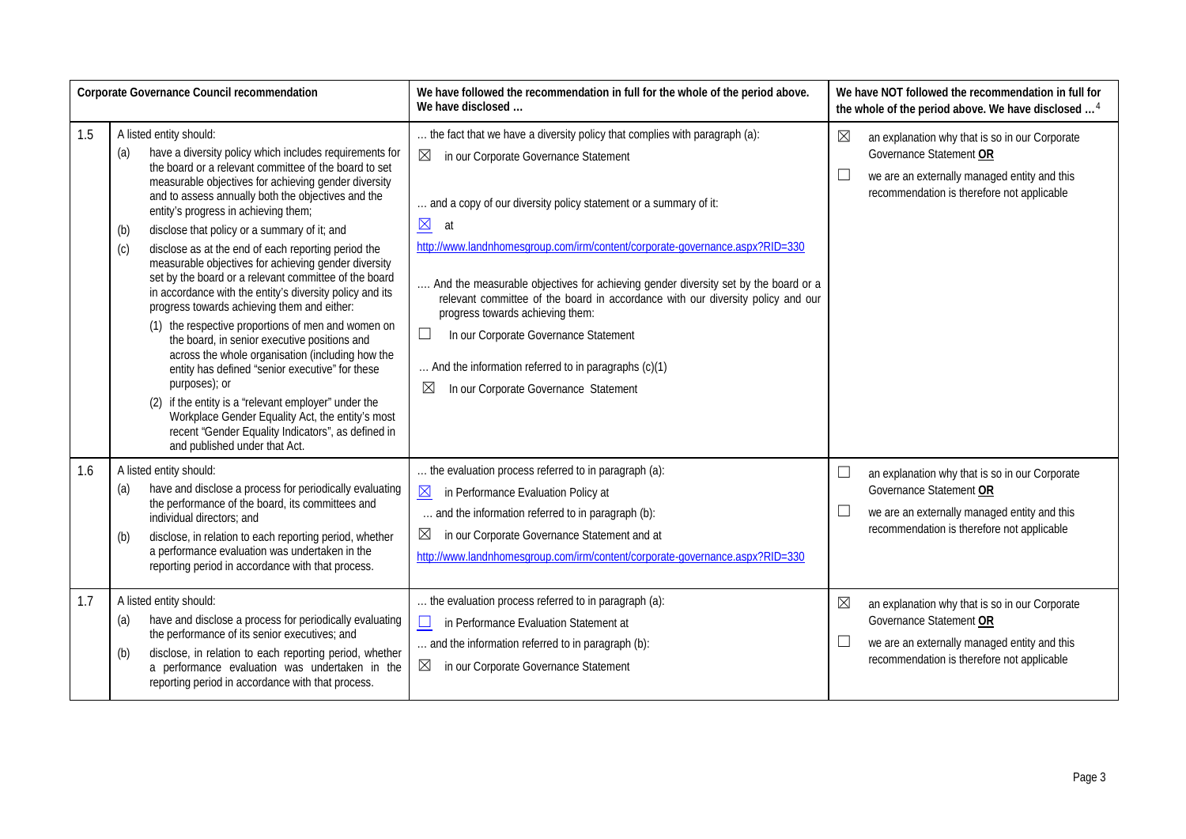| | Corporate Governance Council recommendation | We have followed the recommendation in full for the whole of the period above. We have disclosed … | We have NOT followed the recommendation in full for the whole of the period above. We have disclosed …[4] |
|---|---|---|---|
| 1.5 | A listed entity should:<br>(a) have a diversity policy which includes requirements for the board or a relevant committee of the board to set measurable objectives for achieving gender diversity and to assess annually both the objectives and the entity's progress in achieving them;<br>(b) disclose that policy or a summary of it; and<br>(c) disclose as at the end of each reporting period the measurable objectives for achieving gender diversity set by the board or a relevant committee of the board in accordance with the entity's diversity policy and its progress towards achieving them and either:<br>(1) the respective proportions of men and women on the board, in senior executive positions and across the whole organisation (including how the entity has defined "senior executive" for these purposes); or<br>(2) if the entity is a "relevant employer" under the Workplace Gender Equality Act, the entity's most recent "Gender Equality Indicators", as defined in and published under that Act. | … the fact that we have a diversity policy that complies with paragraph (a):<br>☒ in our Corporate Governance Statement<br>… and a copy of our diversity policy statement or a summary of it:<br>☒ at<br>http://www.landnhomesgroup.com/irm/content/corporate-governance.aspx?RID=330<br>…. And the measurable objectives for achieving gender diversity set by the board or a relevant committee of the board in accordance with our diversity policy and our progress towards achieving them:<br>☐ In our Corporate Governance Statement<br>… And the information referred to in paragraphs (c)(1)<br>☒ In our Corporate Governance Statement | ☒ an explanation why that is so in our Corporate Governance Statement **OR**<br>☐ we are an externally managed entity and this recommendation is therefore not applicable |
| 1.6 | A listed entity should:<br>(a) have and disclose a process for periodically evaluating the performance of the board, its committees and individual directors; and<br>(b) disclose, in relation to each reporting period, whether a performance evaluation was undertaken in the reporting period in accordance with that process. | … the evaluation process referred to in paragraph (a):<br>☒ in Performance Evaluation Policy at<br>… and the information referred to in paragraph (b):<br>☒ in our Corporate Governance Statement and at<br>http://www.landnhomesgroup.com/irm/content/corporate-governance.aspx?RID=330 | ☐ an explanation why that is so in our Corporate Governance Statement **OR**<br>☐ we are an externally managed entity and this recommendation is therefore not applicable |
| 1.7 | A listed entity should:<br>(a) have and disclose a process for periodically evaluating the performance of its senior executives; and<br>(b) disclose, in relation to each reporting period, whether a performance evaluation was undertaken in the reporting period in accordance with that process. | … the evaluation process referred to in paragraph (a):<br>☐ in Performance Evaluation Statement at<br>… and the information referred to in paragraph (b):<br>☒ in our Corporate Governance Statement | ☒ an explanation why that is so in our Corporate Governance Statement **OR**<br>☐ we are an externally managed entity and this recommendation is therefore not applicable |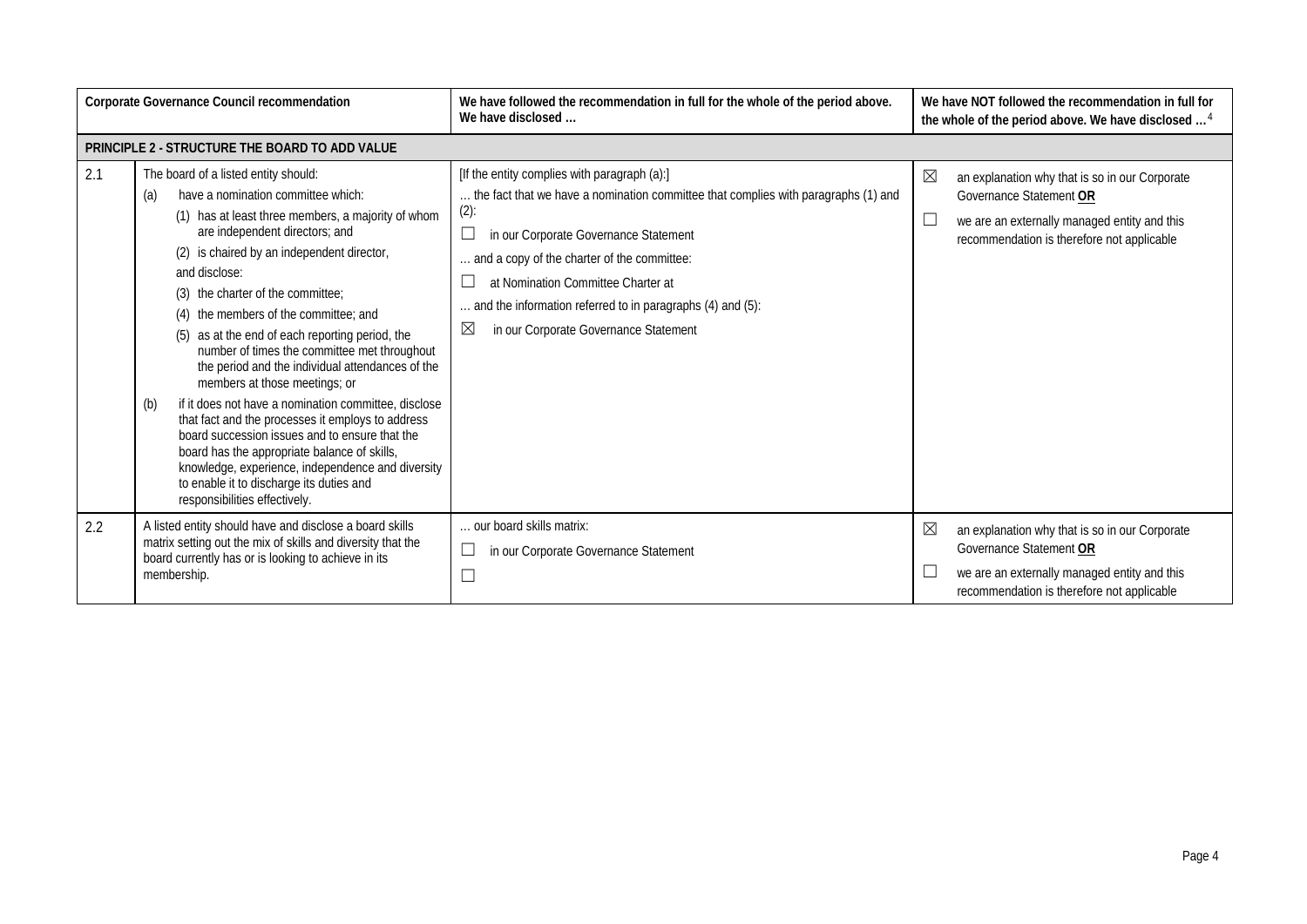| | Corporate Governance Council recommendation | We have followed the recommendation in full for the whole of the period above. We have disclosed … | We have NOT followed the recommendation in full for the whole of the period above. We have disclosed …[4] |
|---|---|---|---|
| **PRINCIPLE 2 - STRUCTURE THE BOARD TO ADD VALUE** | | | |
| 2.1 | The board of a listed entity should:<br>(a) have a nomination committee which:<br>(1) has at least three members, a majority of whom are independent directors; and<br>(2) is chaired by an independent director,<br>and disclose:<br>(3) the charter of the committee;<br>(4) the members of the committee; and<br>(5) as at the end of each reporting period, the number of times the committee met throughout the period and the individual attendances of the members at those meetings; or<br>(b) if it does not have a nomination committee, disclose that fact and the processes it employs to address board succession issues and to ensure that the board has the appropriate balance of skills, knowledge, experience, independence and diversity to enable it to discharge its duties and responsibilities effectively. | [If the entity complies with paragraph (a):]<br>… the fact that we have a nomination committee that complies with paragraphs (1) and (2):<br>☐ in our Corporate Governance Statement<br>… and a copy of the charter of the committee:<br>☐ at Nomination Committee Charter at<br>… and the information referred to in paragraphs (4) and (5):<br>☒ in our Corporate Governance Statement | ☒ an explanation why that is so in our Corporate Governance Statement **OR**<br>☐ we are an externally managed entity and this recommendation is therefore not applicable |
| 2.2 | A listed entity should have and disclose a board skills matrix setting out the mix of skills and diversity that the board currently has or is looking to achieve in its membership. | … our board skills matrix:<br>☐ in our Corporate Governance Statement<br>☐ | ☒ an explanation why that is so in our Corporate Governance Statement **OR**<br>☐ we are an externally managed entity and this recommendation is therefore not applicable |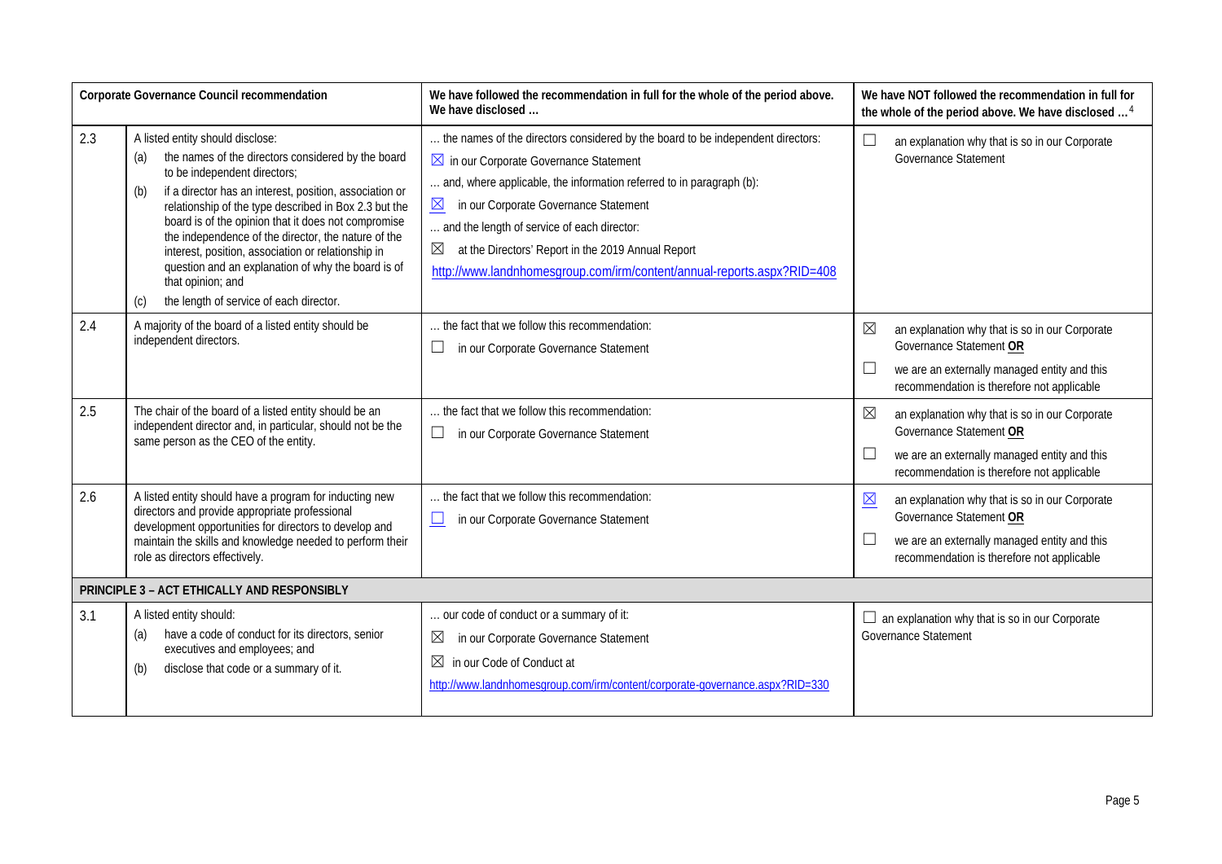| Corporate Governance Council recommendation | | We have followed the recommendation in full for the whole of the period above. We have disclosed … | We have NOT followed the recommendation in full for the whole of the period above. We have disclosed …[4] |
|---|---|---|---|
| 2.3 | A listed entity should disclose:<br>(a) the names of the directors considered by the board to be independent directors;<br>(b) if a director has an interest, position, association or relationship of the type described in Box 2.3 but the board is of the opinion that it does not compromise the independence of the director, the nature of the interest, position, association or relationship in question and an explanation of why the board is of that opinion; and<br>(c) the length of service of each director. | … the names of the directors considered by the board to be independent directors:<br>☒ in our Corporate Governance Statement<br>… and, where applicable, the information referred to in paragraph (b):<br>☒ in our Corporate Governance Statement<br>… and the length of service of each director:<br>☒ at the Directors' Report in the 2019 Annual Report<br>http://www.landnhomesgroup.com/irm/content/annual-reports.aspx?RID=408 | ☐ an explanation why that is so in our Corporate Governance Statement |
| 2.4 | A majority of the board of a listed entity should be independent directors. | … the fact that we follow this recommendation:<br>☐ in our Corporate Governance Statement | ☒ an explanation why that is so in our Corporate Governance Statement **OR**<br>☐ we are an externally managed entity and this recommendation is therefore not applicable |
| 2.5 | The chair of the board of a listed entity should be an independent director and, in particular, should not be the same person as the CEO of the entity. | … the fact that we follow this recommendation:<br>☐ in our Corporate Governance Statement | ☒ an explanation why that is so in our Corporate Governance Statement **OR**<br>☐ we are an externally managed entity and this recommendation is therefore not applicable |
| 2.6 | A listed entity should have a program for inducting new directors and provide appropriate professional development opportunities for directors to develop and maintain the skills and knowledge needed to perform their role as directors effectively. | … the fact that we follow this recommendation:<br>☐ in our Corporate Governance Statement | ☒ an explanation why that is so in our Corporate Governance Statement **OR**<br>☐ we are an externally managed entity and this recommendation is therefore not applicable |
| **PRINCIPLE 3 – ACT ETHICALLY AND RESPONSIBLY** | | | |
| 3.1 | A listed entity should:<br>(a) have a code of conduct for its directors, senior executives and employees; and<br>(b) disclose that code or a summary of it. | … our code of conduct or a summary of it:<br>☒ in our Corporate Governance Statement<br>☒ in our Code of Conduct at<br>http://www.landnhomesgroup.com/irm/content/corporate-governance.aspx?RID=330 | ☐ an explanation why that is so in our Corporate Governance Statement |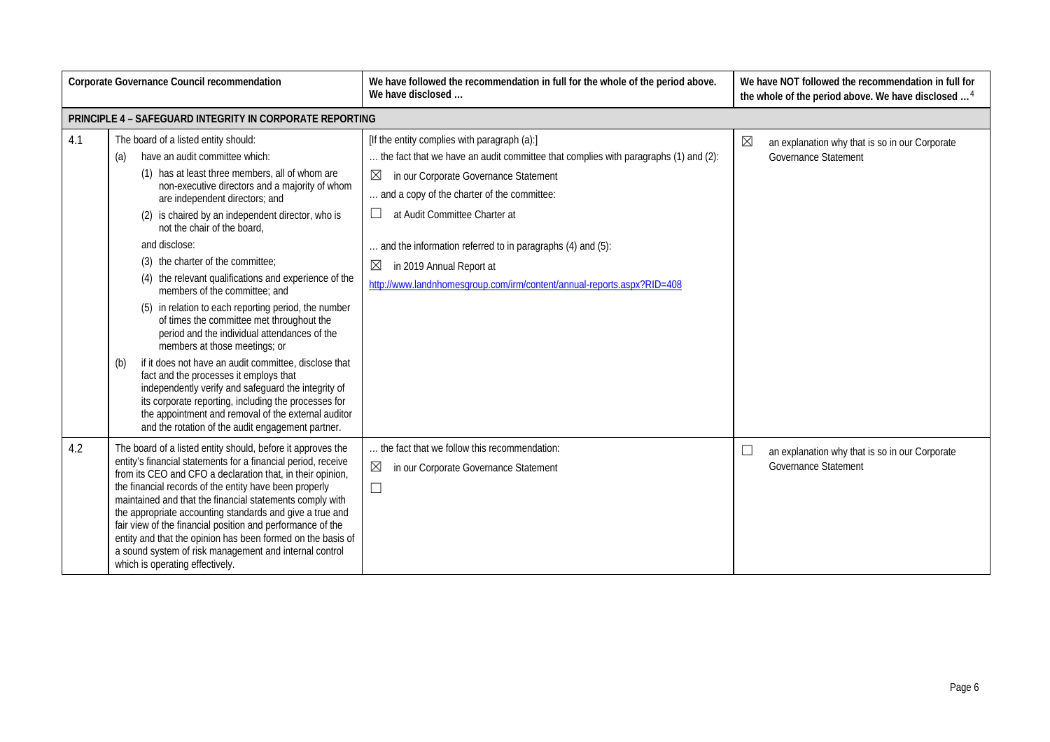| | Corporate Governance Council recommendation | We have followed the recommendation in full for the whole of the period above. We have disclosed … | We have NOT followed the recommendation in full for the whole of the period above. We have disclosed …[4] |
|---|---|---|---|
| **PRINCIPLE 4 – SAFEGUARD INTEGRITY IN CORPORATE REPORTING** | | | |
| 4.1 | The board of a listed entity should:<br>(a) have an audit committee which:<br>(1) has at least three members, all of whom are non-executive directors and a majority of whom are independent directors; and<br>(2) is chaired by an independent director, who is not the chair of the board,<br>and disclose:<br>(3) the charter of the committee;<br>(4) the relevant qualifications and experience of the members of the committee; and<br>(5) in relation to each reporting period, the number of times the committee met throughout the period and the individual attendances of the members at those meetings; or<br>(b) if it does not have an audit committee, disclose that fact and the processes it employs that independently verify and safeguard the integrity of its corporate reporting, including the processes for the appointment and removal of the external auditor and the rotation of the audit engagement partner. | [If the entity complies with paragraph (a):]<br>… the fact that we have an audit committee that complies with paragraphs (1) and (2):<br>☒ in our Corporate Governance Statement<br>… and a copy of the charter of the committee:<br>☐ at Audit Committee Charter at<br>… and the information referred to in paragraphs (4) and (5):<br>☒ in 2019 Annual Report at<br>http://www.landnhomesgroup.com/irm/content/annual-reports.aspx?RID=408 | ☒ an explanation why that is so in our Corporate Governance Statement |
| 4.2 | The board of a listed entity should, before it approves the entity's financial statements for a financial period, receive from its CEO and CFO a declaration that, in their opinion, the financial records of the entity have been properly maintained and that the financial statements comply with the appropriate accounting standards and give a true and fair view of the financial position and performance of the entity and that the opinion has been formed on the basis of a sound system of risk management and internal control which is operating effectively. | … the fact that we follow this recommendation:<br>☒ in our Corporate Governance Statement<br>☐ | ☐ an explanation why that is so in our Corporate Governance Statement |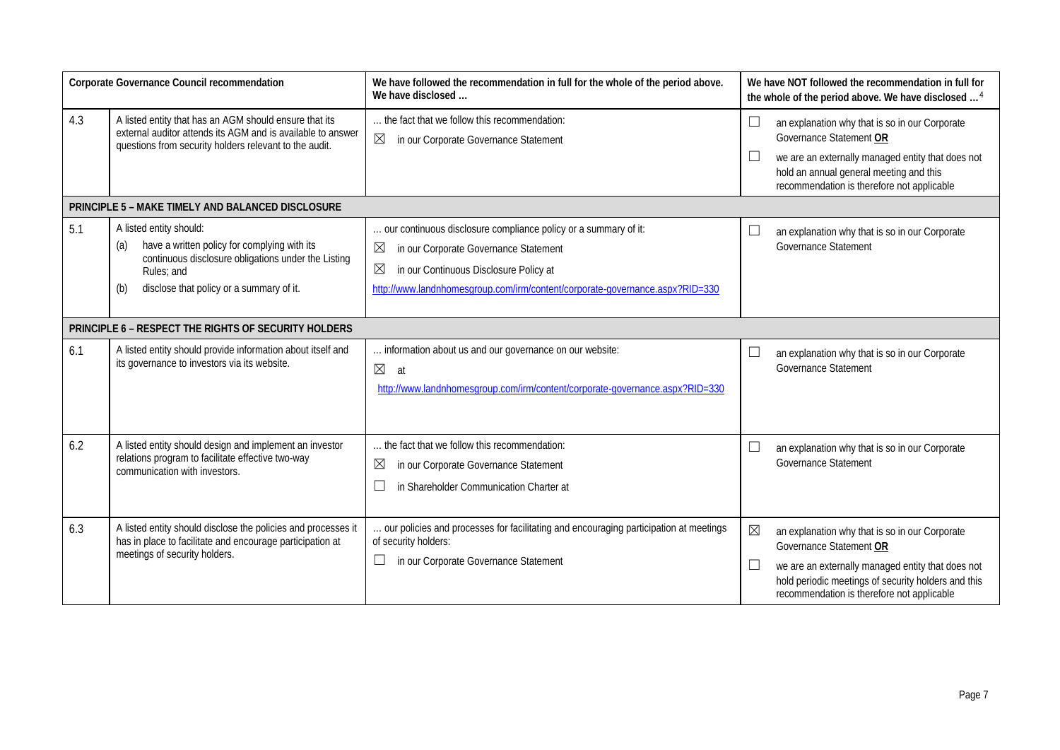| Corporate Governance Council recommendation | | We have followed the recommendation in full for the whole of the period above. We have disclosed … | We have NOT followed the recommendation in full for the whole of the period above. We have disclosed …[4] |
| --- | --- | --- | --- |
| 4.3 | A listed entity that has an AGM should ensure that its external auditor attends its AGM and is available to answer questions from security holders relevant to the audit. | … the fact that we follow this recommendation:<br>☒ in our Corporate Governance Statement | ☐ an explanation why that is so in our Corporate Governance Statement **OR**<br>☐ we are an externally managed entity that does not hold an annual general meeting and this recommendation is therefore not applicable |
| **PRINCIPLE 5 – MAKE TIMELY AND BALANCED DISCLOSURE** | | | |
| 5.1 | A listed entity should:<br>(a) have a written policy for complying with its continuous disclosure obligations under the Listing Rules; and<br>(b) disclose that policy or a summary of it. | … our continuous disclosure compliance policy or a summary of it:<br>☒ in our Corporate Governance Statement<br>☒ in our Continuous Disclosure Policy at<br>http://www.landnhomesgroup.com/irm/content/corporate-governance.aspx?RID=330 | ☐ an explanation why that is so in our Corporate Governance Statement |
| **PRINCIPLE 6 – RESPECT THE RIGHTS OF SECURITY HOLDERS** | | | |
| 6.1 | A listed entity should provide information about itself and its governance to investors via its website. | … information about us and our governance on our website:<br>☒ at<br>http://www.landnhomesgroup.com/irm/content/corporate-governance.aspx?RID=330 | ☐ an explanation why that is so in our Corporate Governance Statement |
| 6.2 | A listed entity should design and implement an investor relations program to facilitate effective two-way communication with investors. | … the fact that we follow this recommendation:<br>☒ in our Corporate Governance Statement<br>☐ in Shareholder Communication Charter at | ☐ an explanation why that is so in our Corporate Governance Statement |
| 6.3 | A listed entity should disclose the policies and processes it has in place to facilitate and encourage participation at meetings of security holders. | … our policies and processes for facilitating and encouraging participation at meetings of security holders:<br>☐ in our Corporate Governance Statement | ☒ an explanation why that is so in our Corporate Governance Statement **OR**<br>☐ we are an externally managed entity that does not hold periodic meetings of security holders and this recommendation is therefore not applicable |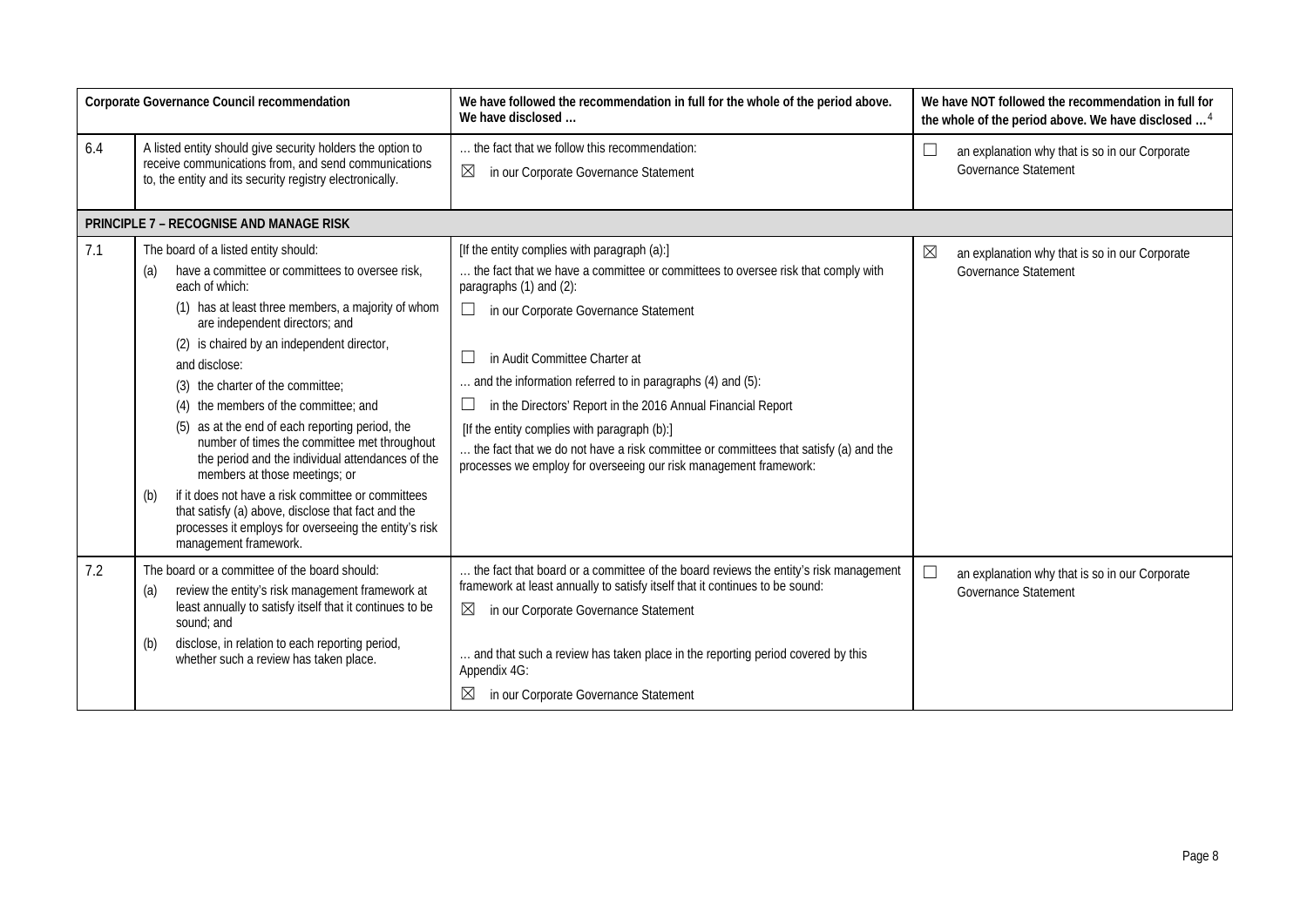| Corporate Governance Council recommendation | | We have followed the recommendation in full for the whole of the period above. We have disclosed … | We have NOT followed the recommendation in full for the whole of the period above. We have disclosed …[4] |
|---|---|---|---|
| 6.4 | A listed entity should give security holders the option to receive communications from, and send communications to, the entity and its security registry electronically. | … the fact that we follow this recommendation:<br>☒ in our Corporate Governance Statement | ☐ an explanation why that is so in our Corporate Governance Statement |
| **PRINCIPLE 7 – RECOGNISE AND MANAGE RISK** | | | |
| 7.1 | The board of a listed entity should:<br>(a) have a committee or committees to oversee risk, each of which:<br>(1) has at least three members, a majority of whom are independent directors; and<br>(2) is chaired by an independent director,<br>and disclose:<br>(3) the charter of the committee;<br>(4) the members of the committee; and<br>(5) as at the end of each reporting period, the number of times the committee met throughout the period and the individual attendances of the members at those meetings; or<br>(b) if it does not have a risk committee or committees that satisfy (a) above, disclose that fact and the processes it employs for overseeing the entity's risk management framework. | [If the entity complies with paragraph (a):]<br>… the fact that we have a committee or committees to oversee risk that comply with paragraphs (1) and (2):<br>☐ in our Corporate Governance Statement<br>☐ in Audit Committee Charter at<br>… and the information referred to in paragraphs (4) and (5):<br>☐ in the Directors' Report in the 2016 Annual Financial Report<br>[If the entity complies with paragraph (b):]<br>… the fact that we do not have a risk committee or committees that satisfy (a) and the processes we employ for overseeing our risk management framework: | ☒ an explanation why that is so in our Corporate Governance Statement |
| 7.2 | The board or a committee of the board should:<br>(a) review the entity's risk management framework at least annually to satisfy itself that it continues to be sound; and<br>(b) disclose, in relation to each reporting period, whether such a review has taken place. | … the fact that board or a committee of the board reviews the entity's risk management framework at least annually to satisfy itself that it continues to be sound:<br>☒ in our Corporate Governance Statement<br>… and that such a review has taken place in the reporting period covered by this Appendix 4G:<br>☒ in our Corporate Governance Statement | ☐ an explanation why that is so in our Corporate Governance Statement |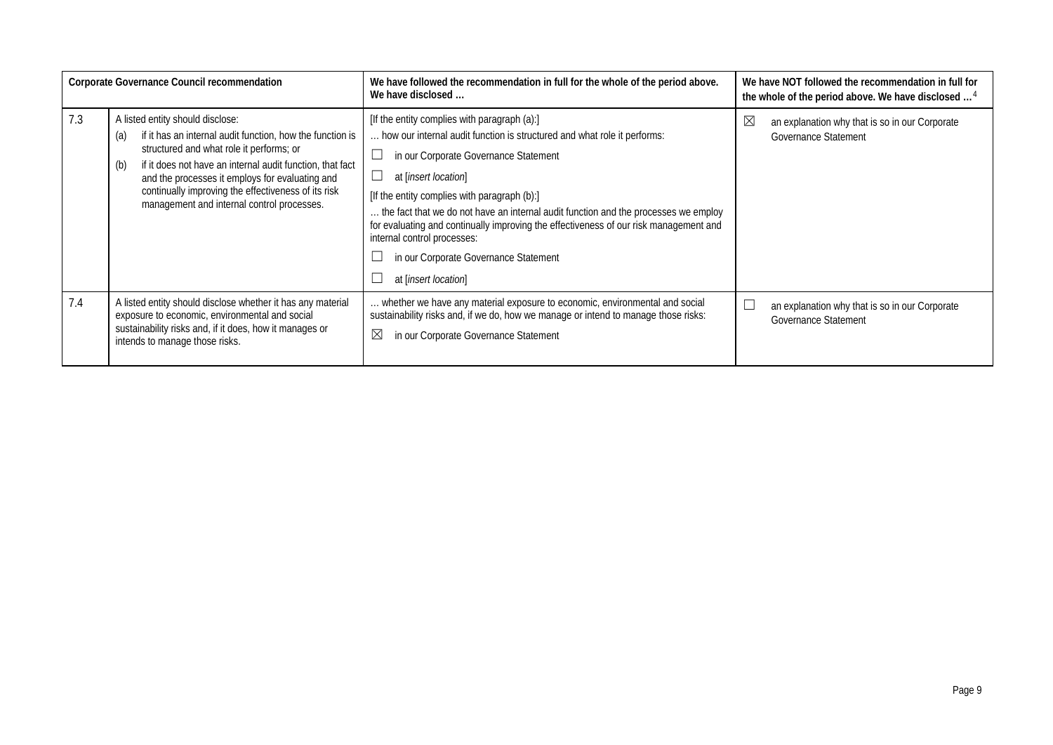| Corporate Governance Council recommendation | | We have followed the recommendation in full for the whole of the period above. We have disclosed … | We have NOT followed the recommendation in full for the whole of the period above. We have disclosed …[4] |
|---|---|---|---|
| 7.3 | A listed entity should disclose:<br>(a) if it has an internal audit function, how the function is structured and what role it performs; or<br>(b) if it does not have an internal audit function, that fact and the processes it employs for evaluating and continually improving the effectiveness of its risk management and internal control processes. | [If the entity complies with paragraph (a):]<br>… how our internal audit function is structured and what role it performs:<br>☐ in our Corporate Governance Statement<br>☐ at [*insert location*]<br>[If the entity complies with paragraph (b):]<br>… the fact that we do not have an internal audit function and the processes we employ for evaluating and continually improving the effectiveness of our risk management and internal control processes:<br>☐ in our Corporate Governance Statement<br>☐ at [*insert location*] | ☒ an explanation why that is so in our Corporate Governance Statement |
| 7.4 | A listed entity should disclose whether it has any material exposure to economic, environmental and social sustainability risks and, if it does, how it manages or intends to manage those risks. | … whether we have any material exposure to economic, environmental and social sustainability risks and, if we do, how we manage or intend to manage those risks:<br>☒ in our Corporate Governance Statement | ☐ an explanation why that is so in our Corporate Governance Statement |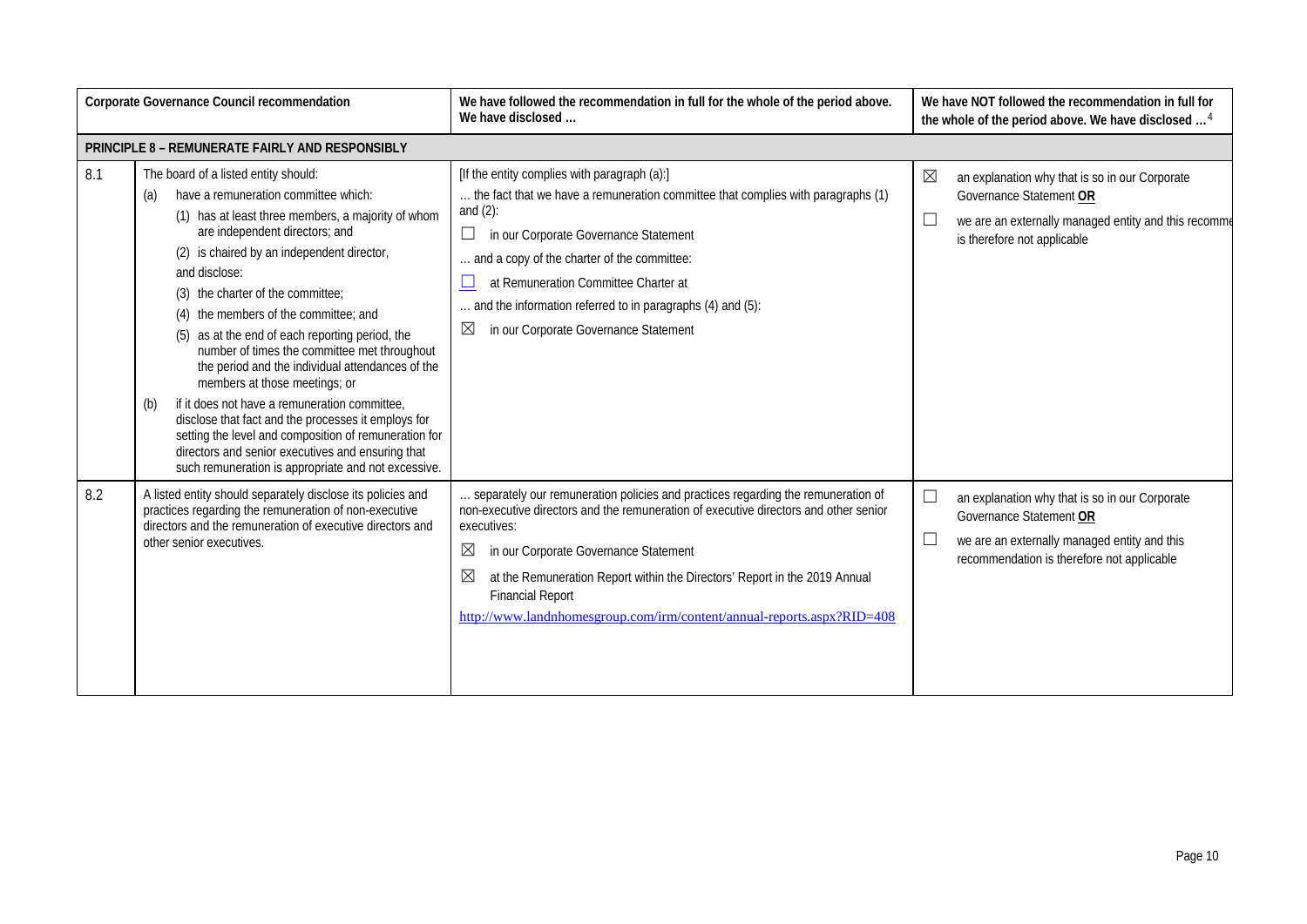| | Corporate Governance Council recommendation | We have followed the recommendation in full for the whole of the period above. We have disclosed … | We have NOT followed the recommendation in full for the whole of the period above. We have disclosed …[4] |
|---|---|---|---|
| **PRINCIPLE 8 – REMUNERATE FAIRLY AND RESPONSIBLY** | | | |
| 8.1 | The board of a listed entity should:<br>(a) have a remuneration committee which:<br>(1) has at least three members, a majority of whom are independent directors; and<br>(2) is chaired by an independent director,<br>and disclose:<br>(3) the charter of the committee;<br>(4) the members of the committee; and<br>(5) as at the end of each reporting period, the number of times the committee met throughout the period and the individual attendances of the members at those meetings; or<br>(b) if it does not have a remuneration committee, disclose that fact and the processes it employs for setting the level and composition of remuneration for directors and senior executives and ensuring that such remuneration is appropriate and not excessive. | [If the entity complies with paragraph (a):]<br>… the fact that we have a remuneration committee that complies with paragraphs (1) and (2):<br>☐ in our Corporate Governance Statement<br>… and a copy of the charter of the committee:<br>☐ at Remuneration Committee Charter at<br>… and the information referred to in paragraphs (4) and (5):<br>☒ in our Corporate Governance Statement | ☒ an explanation why that is so in our Corporate Governance Statement **OR**<br>☐ we are an externally managed entity and this recommendation is therefore not applicable |
| 8.2 | A listed entity should separately disclose its policies and practices regarding the remuneration of non-executive directors and the remuneration of executive directors and other senior executives. | … separately our remuneration policies and practices regarding the remuneration of non-executive directors and the remuneration of executive directors and other senior executives:<br>☒ in our Corporate Governance Statement<br>☒ at the Remuneration Report within the Directors' Report in the 2019 Annual Financial Report<br>http://www.landnhomesgroup.com/irm/content/annual-reports.aspx?RID=408 | ☐ an explanation why that is so in our Corporate Governance Statement **OR**<br>☐ we are an externally managed entity and this recommendation is therefore not applicable |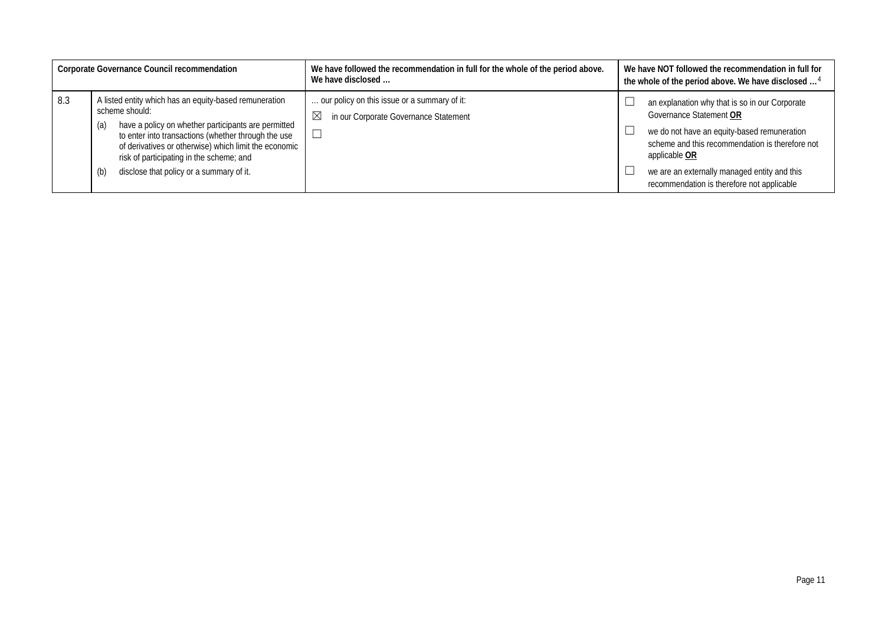| Corporate Governance Council recommendation | | We have followed the recommendation in full for the whole of the period above. We have disclosed … | We have NOT followed the recommendation in full for the whole of the period above. We have disclosed …[4] |
|---|---|---|---|
| 8.3 | A listed entity which has an equity-based remuneration scheme should:<br>(a) have a policy on whether participants are permitted to enter into transactions (whether through the use of derivatives or otherwise) which limit the economic risk of participating in the scheme; and<br>(b) disclose that policy or a summary of it. | … our policy on this issue or a summary of it:<br>☒ in our Corporate Governance Statement<br>☐ | ☐ an explanation why that is so in our Corporate Governance Statement **OR**<br>☐ we do not have an equity-based remuneration scheme and this recommendation is therefore not applicable **OR**<br>☐ we are an externally managed entity and this recommendation is therefore not applicable |